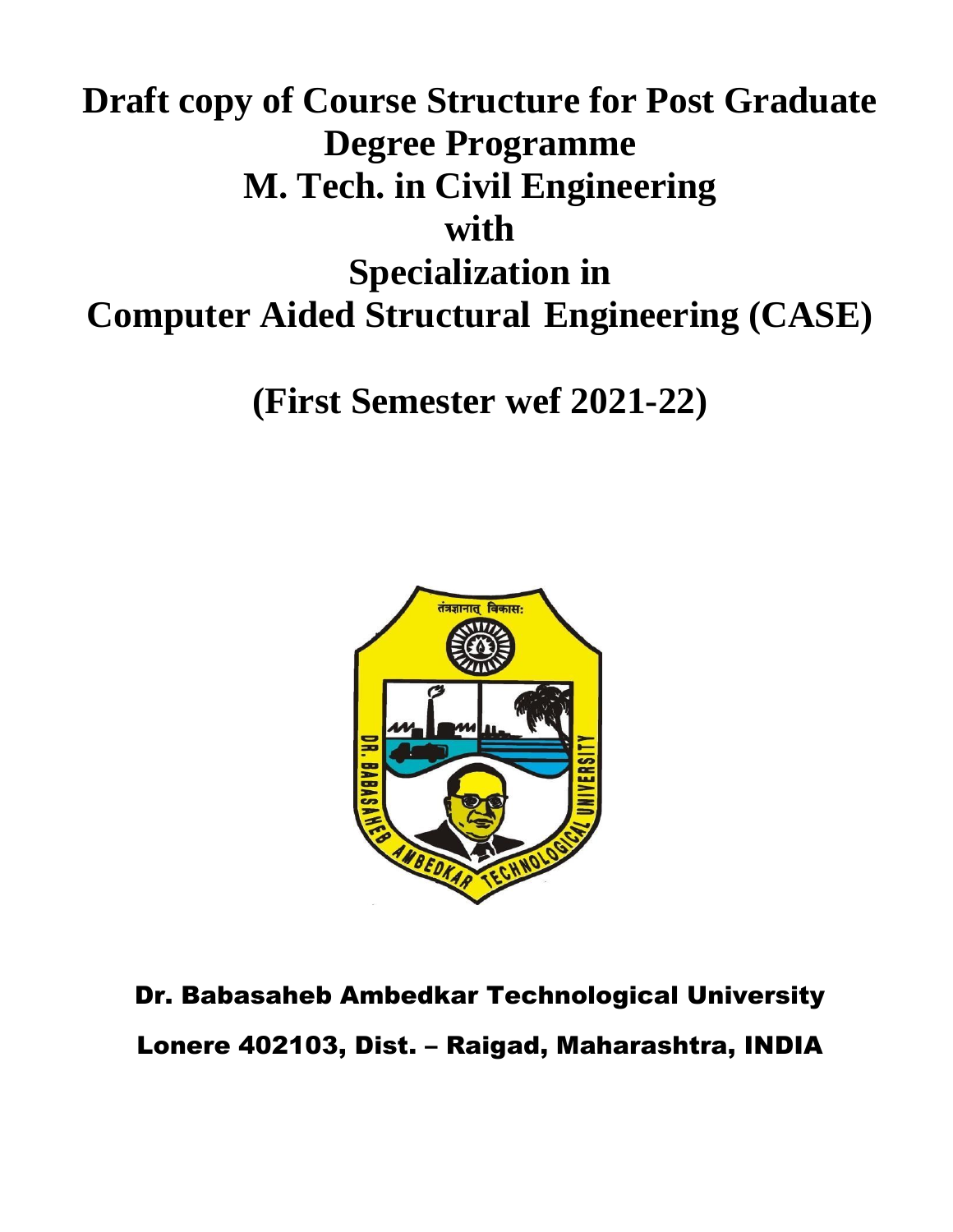# Draft copy of Course Structure for Post Graduate Degree Programme
# M. Tech. in Civil Engineering
# with
# Specialization in
# Computer Aided Structural Engineering (CASE)

## (First Semester wef 2021-22)

Dr. Babasaheb Ambedkar Technological University

Lonere 402103, Dist. – Raigad, Maharashtra, INDIA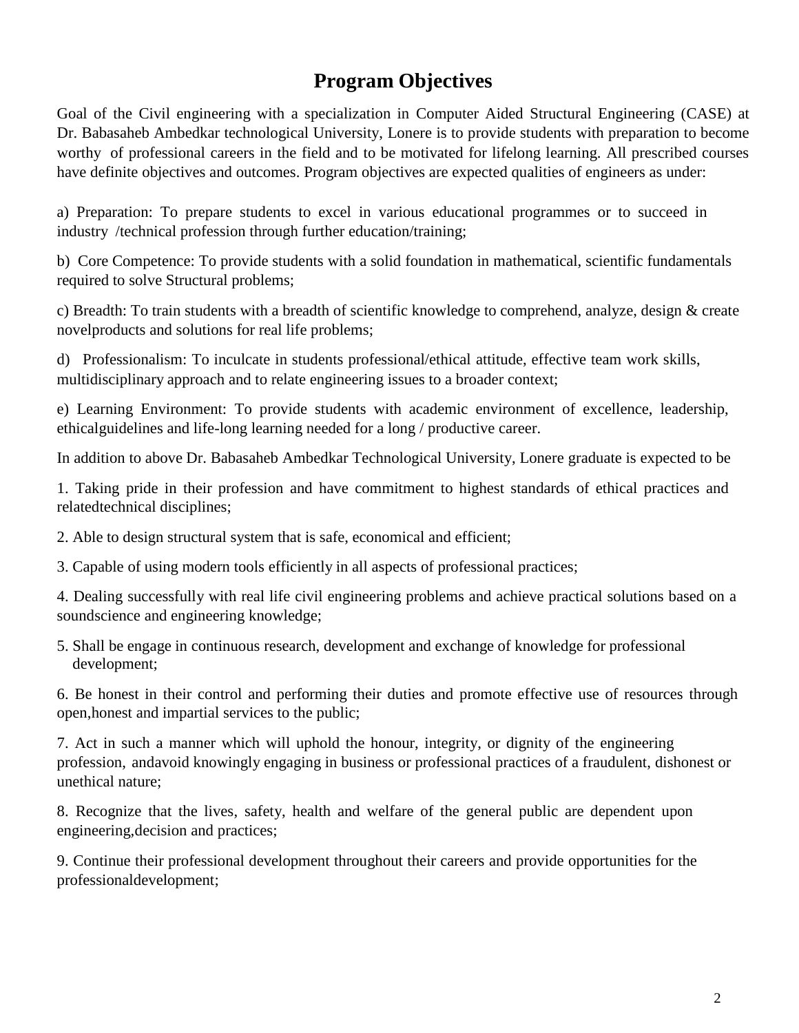# Program Objectives

Goal of the Civil engineering with a specialization in Computer Aided Structural Engineering (CASE) at Dr. Babasaheb Ambedkar technological University, Lonere is to provide students with preparation to become worthy of professional careers in the field and to be motivated for lifelong learning. All prescribed courses have definite objectives and outcomes. Program objectives are expected qualities of engineers as under:

a) Preparation: To prepare students to excel in various educational programmes or to succeed in industry /technical profession through further education/training;

b) Core Competence: To provide students with a solid foundation in mathematical, scientific fundamentals required to solve Structural problems;

c) Breadth: To train students with a breadth of scientific knowledge to comprehend, analyze, design & create novelproducts and solutions for real life problems;

d) Professionalism: To inculcate in students professional/ethical attitude, effective team work skills, multidisciplinary approach and to relate engineering issues to a broader context;

e) Learning Environment: To provide students with academic environment of excellence, leadership, ethicalguidelines and life-long learning needed for a long / productive career.

In addition to above Dr. Babasaheb Ambedkar Technological University, Lonere graduate is expected to be

1. Taking pride in their profession and have commitment to highest standards of ethical practices and relatedtechnical disciplines;

2. Able to design structural system that is safe, economical and efficient;

3. Capable of using modern tools efficiently in all aspects of professional practices;

4. Dealing successfully with real life civil engineering problems and achieve practical solutions based on a soundscience and engineering knowledge;

5. Shall be engage in continuous research, development and exchange of knowledge for professional development;

6. Be honest in their control and performing their duties and promote effective use of resources through open,honest and impartial services to the public;

7. Act in such a manner which will uphold the honour, integrity, or dignity of the engineering profession, andavoid knowingly engaging in business or professional practices of a fraudulent, dishonest or unethical nature;

8. Recognize that the lives, safety, health and welfare of the general public are dependent upon engineering,decision and practices;

9. Continue their professional development throughout their careers and provide opportunities for the professionaldevelopment;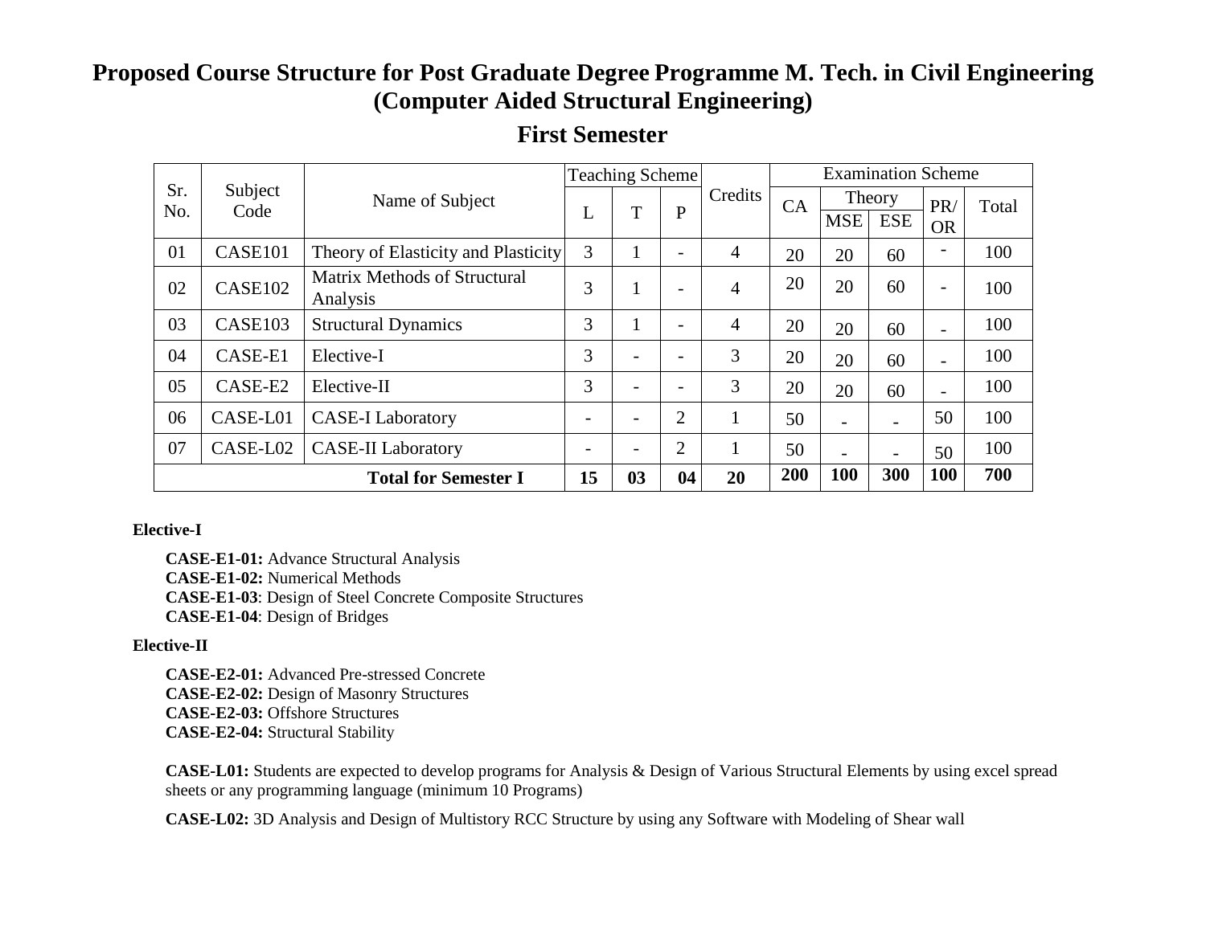# Proposed Course Structure for Post Graduate Degree Programme M. Tech. in Civil Engineering (Computer Aided Structural Engineering)

## First Semester

| Sr. No. | Subject Code | Name of Subject | Teaching Scheme | | | Credits | Examination Scheme | | | | |
|---|---|---|---|---|---|---|---|---|---|---|---|
| | | | L | T | P | | CA | Theory | | PR/ OR | Total |
| | | | | | | | | MSE | ESE | | |
| 01 | CASE101 | Theory of Elasticity and Plasticity | 3 | 1 | - | 4 | 20 | 20 | 60 | - | 100 |
| 02 | CASE102 | Matrix Methods of Structural Analysis | 3 | 1 | - | 4 | 20 | 20 | 60 | - | 100 |
| 03 | CASE103 | Structural Dynamics | 3 | 1 | - | 4 | 20 | 20 | 60 | - | 100 |
| 04 | CASE-E1 | Elective-I | 3 | - | - | 3 | 20 | 20 | 60 | - | 100 |
| 05 | CASE-E2 | Elective-II | 3 | - | - | 3 | 20 | 20 | 60 | - | 100 |
| 06 | CASE-L01 | CASE-I Laboratory | - | - | 2 | 1 | 50 | - | - | 50 | 100 |
| 07 | CASE-L02 | CASE-II Laboratory | - | - | 2 | 1 | 50 | - | - | 50 | 100 |
| **Total for Semester I** | | | **15** | **03** | **04** | **20** | **200** | **100** | **300** | **100** | **700** |

**Elective-I**

**CASE-E1-01:** Advance Structural Analysis
**CASE-E1-02:** Numerical Methods
**CASE-E1-03**: Design of Steel Concrete Composite Structures
**CASE-E1-04**: Design of Bridges

**Elective-II**

**CASE-E2-01:** Advanced Pre-stressed Concrete
**CASE-E2-02:** Design of Masonry Structures
**CASE-E2-03:** Offshore Structures
**CASE-E2-04:** Structural Stability

**CASE-L01:** Students are expected to develop programs for Analysis & Design of Various Structural Elements by using excel spread sheets or any programming language (minimum 10 Programs)

**CASE-L02:** 3D Analysis and Design of Multistory RCC Structure by using any Software with Modeling of Shear wall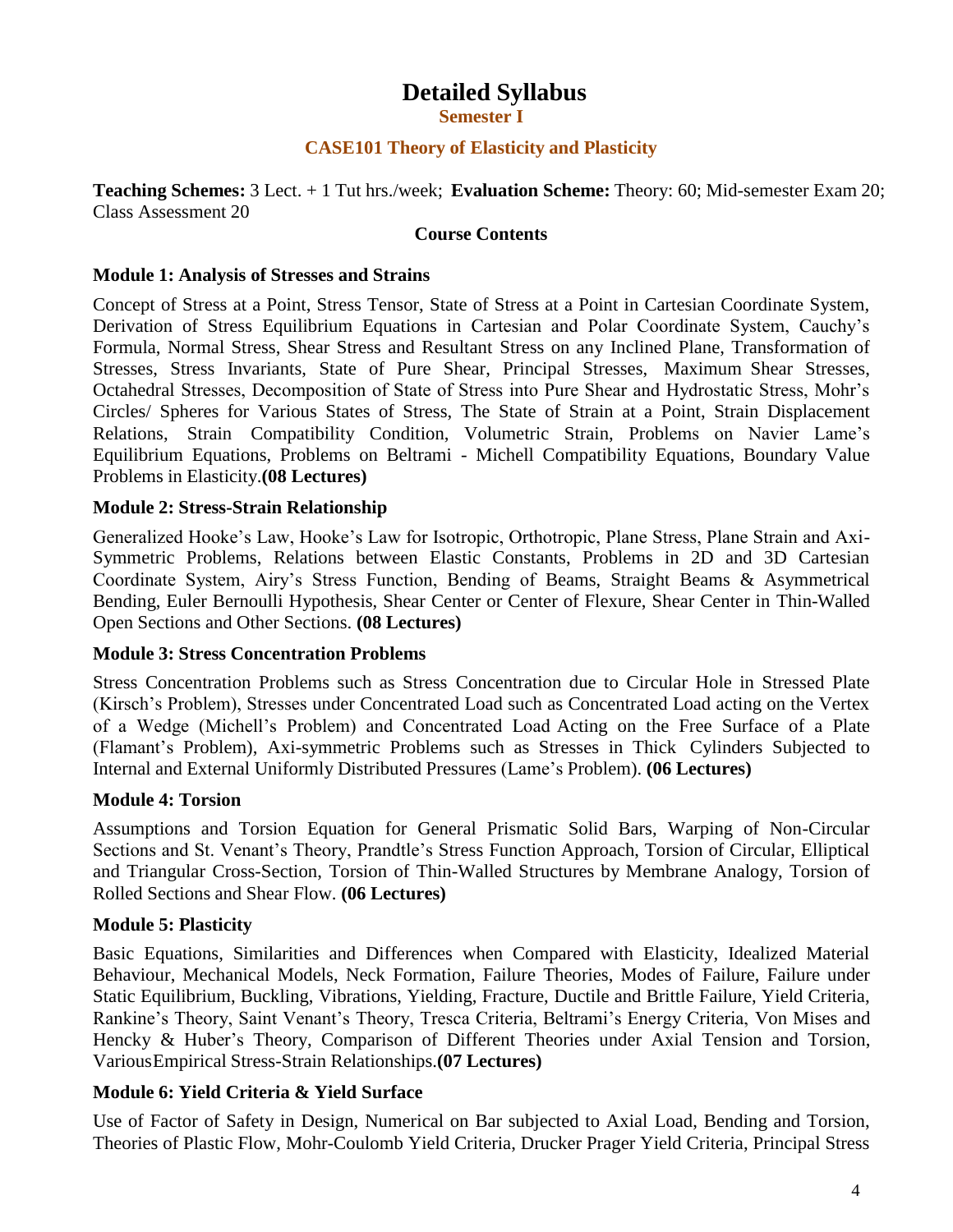# Detailed Syllabus

## Semester I

### CASE101 Theory of Elasticity and Plasticity

**Teaching Schemes:** 3 Lect. + 1 Tut hrs./week; **Evaluation Scheme:** Theory: 60; Mid-semester Exam 20; Class Assessment 20

**Course Contents**

**Module 1: Analysis of Stresses and Strains**

Concept of Stress at a Point, Stress Tensor, State of Stress at a Point in Cartesian Coordinate System, Derivation of Stress Equilibrium Equations in Cartesian and Polar Coordinate System, Cauchy's Formula, Normal Stress, Shear Stress and Resultant Stress on any Inclined Plane, Transformation of Stresses, Stress Invariants, State of Pure Shear, Principal Stresses, Maximum Shear Stresses, Octahedral Stresses, Decomposition of State of Stress into Pure Shear and Hydrostatic Stress, Mohr's Circles/ Spheres for Various States of Stress, The State of Strain at a Point, Strain Displacement Relations, Strain Compatibility Condition, Volumetric Strain, Problems on Navier Lame's Equilibrium Equations, Problems on Beltrami - Michell Compatibility Equations, Boundary Value Problems in Elasticity.**(08 Lectures)**

**Module 2: Stress-Strain Relationship**

Generalized Hooke's Law, Hooke's Law for Isotropic, Orthotropic, Plane Stress, Plane Strain and Axi-Symmetric Problems, Relations between Elastic Constants, Problems in 2D and 3D Cartesian Coordinate System, Airy's Stress Function, Bending of Beams, Straight Beams & Asymmetrical Bending, Euler Bernoulli Hypothesis, Shear Center or Center of Flexure, Shear Center in Thin-Walled Open Sections and Other Sections. **(08 Lectures)**

**Module 3: Stress Concentration Problems**

Stress Concentration Problems such as Stress Concentration due to Circular Hole in Stressed Plate (Kirsch's Problem), Stresses under Concentrated Load such as Concentrated Load acting on the Vertex of a Wedge (Michell's Problem) and Concentrated Load Acting on the Free Surface of a Plate (Flamant's Problem), Axi-symmetric Problems such as Stresses in Thick Cylinders Subjected to Internal and External Uniformly Distributed Pressures (Lame's Problem). **(06 Lectures)**

**Module 4: Torsion**

Assumptions and Torsion Equation for General Prismatic Solid Bars, Warping of Non-Circular Sections and St. Venant's Theory, Prandtle's Stress Function Approach, Torsion of Circular, Elliptical and Triangular Cross-Section, Torsion of Thin-Walled Structures by Membrane Analogy, Torsion of Rolled Sections and Shear Flow. **(06 Lectures)**

**Module 5: Plasticity**

Basic Equations, Similarities and Differences when Compared with Elasticity, Idealized Material Behaviour, Mechanical Models, Neck Formation, Failure Theories, Modes of Failure, Failure under Static Equilibrium, Buckling, Vibrations, Yielding, Fracture, Ductile and Brittle Failure, Yield Criteria, Rankine's Theory, Saint Venant's Theory, Tresca Criteria, Beltrami's Energy Criteria, Von Mises and Hencky & Huber's Theory, Comparison of Different Theories under Axial Tension and Torsion, VariousEmpirical Stress-Strain Relationships.**(07 Lectures)**

**Module 6: Yield Criteria & Yield Surface**

Use of Factor of Safety in Design, Numerical on Bar subjected to Axial Load, Bending and Torsion, Theories of Plastic Flow, Mohr-Coulomb Yield Criteria, Drucker Prager Yield Criteria, Principal Stress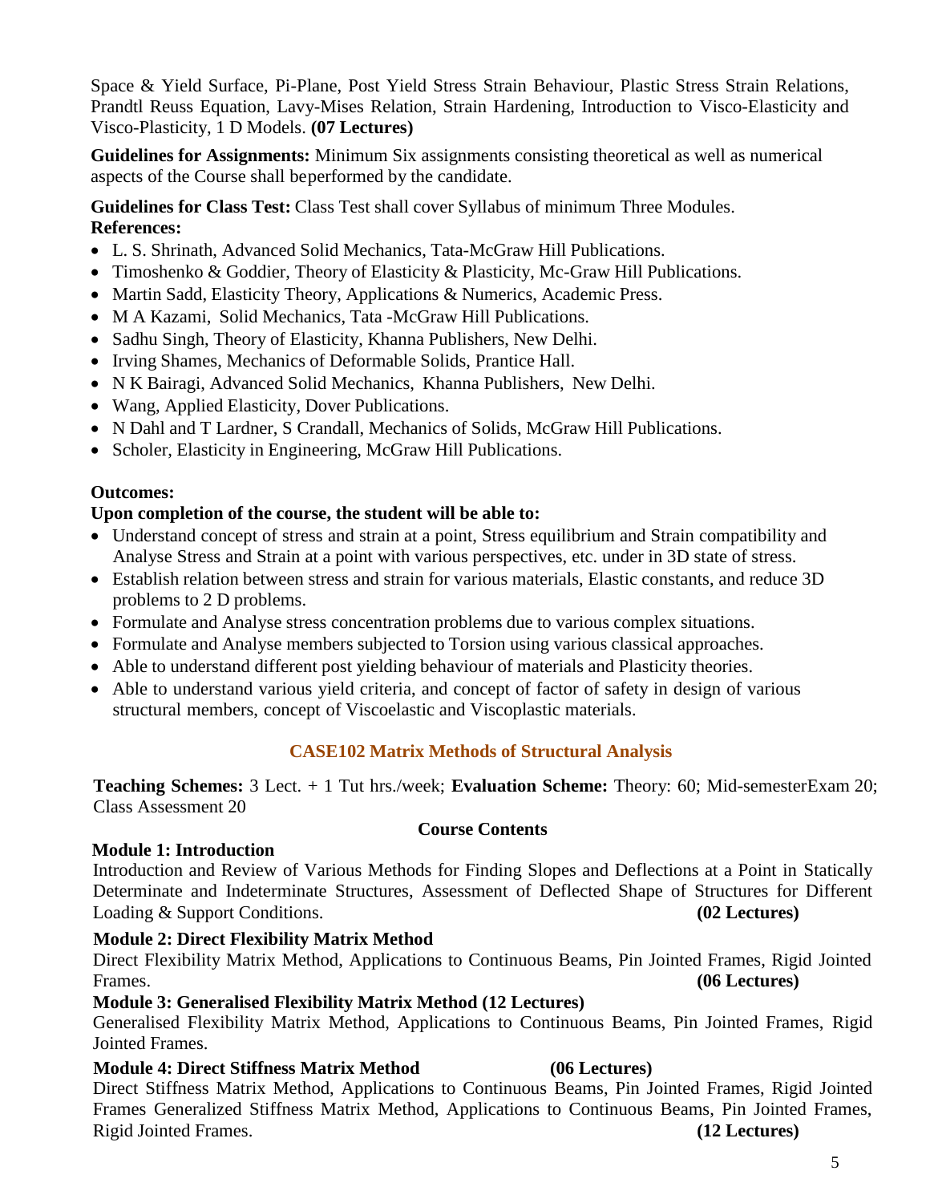Space & Yield Surface, Pi-Plane, Post Yield Stress Strain Behaviour, Plastic Stress Strain Relations, Prandtl Reuss Equation, Lavy-Mises Relation, Strain Hardening, Introduction to Visco-Elasticity and Visco-Plasticity, 1 D Models. **(07 Lectures)**

**Guidelines for Assignments:** Minimum Six assignments consisting theoretical as well as numerical aspects of the Course shall beperformed by the candidate.

**Guidelines for Class Test:** Class Test shall cover Syllabus of minimum Three Modules.

**References:**

- L. S. Shrinath, Advanced Solid Mechanics, Tata-McGraw Hill Publications.
- Timoshenko & Goddier, Theory of Elasticity & Plasticity, Mc-Graw Hill Publications.
- Martin Sadd, Elasticity Theory, Applications & Numerics, Academic Press.
- M A Kazami, Solid Mechanics, Tata -McGraw Hill Publications.
- Sadhu Singh, Theory of Elasticity, Khanna Publishers, New Delhi.
- Irving Shames, Mechanics of Deformable Solids, Prantice Hall.
- N K Bairagi, Advanced Solid Mechanics, Khanna Publishers, New Delhi.
- Wang, Applied Elasticity, Dover Publications.
- N Dahl and T Lardner, S Crandall, Mechanics of Solids, McGraw Hill Publications.
- Scholer, Elasticity in Engineering, McGraw Hill Publications.

**Outcomes:**

**Upon completion of the course, the student will be able to:**

- Understand concept of stress and strain at a point, Stress equilibrium and Strain compatibility and Analyse Stress and Strain at a point with various perspectives, etc. under in 3D state of stress.
- Establish relation between stress and strain for various materials, Elastic constants, and reduce 3D problems to 2 D problems.
- Formulate and Analyse stress concentration problems due to various complex situations.
- Formulate and Analyse members subjected to Torsion using various classical approaches.
- Able to understand different post yielding behaviour of materials and Plasticity theories.
- Able to understand various yield criteria, and concept of factor of safety in design of various structural members, concept of Viscoelastic and Viscoplastic materials.

## CASE102 Matrix Methods of Structural Analysis

**Teaching Schemes:** 3 Lect. + 1 Tut hrs./week; **Evaluation Scheme:** Theory: 60; Mid-semesterExam 20; Class Assessment 20

**Course Contents**

**Module 1: Introduction**

Introduction and Review of Various Methods for Finding Slopes and Deflections at a Point in Statically Determinate and Indeterminate Structures, Assessment of Deflected Shape of Structures for Different Loading & Support Conditions. **(02 Lectures)**

**Module 2: Direct Flexibility Matrix Method**

Direct Flexibility Matrix Method, Applications to Continuous Beams, Pin Jointed Frames, Rigid Jointed Frames. **(06 Lectures)**

**Module 3: Generalised Flexibility Matrix Method (12 Lectures)**

Generalised Flexibility Matrix Method, Applications to Continuous Beams, Pin Jointed Frames, Rigid Jointed Frames.

**Module 4: Direct Stiffness Matrix Method (06 Lectures)**

Direct Stiffness Matrix Method, Applications to Continuous Beams, Pin Jointed Frames, Rigid Jointed Frames Generalized Stiffness Matrix Method, Applications to Continuous Beams, Pin Jointed Frames, Rigid Jointed Frames. **(12 Lectures)**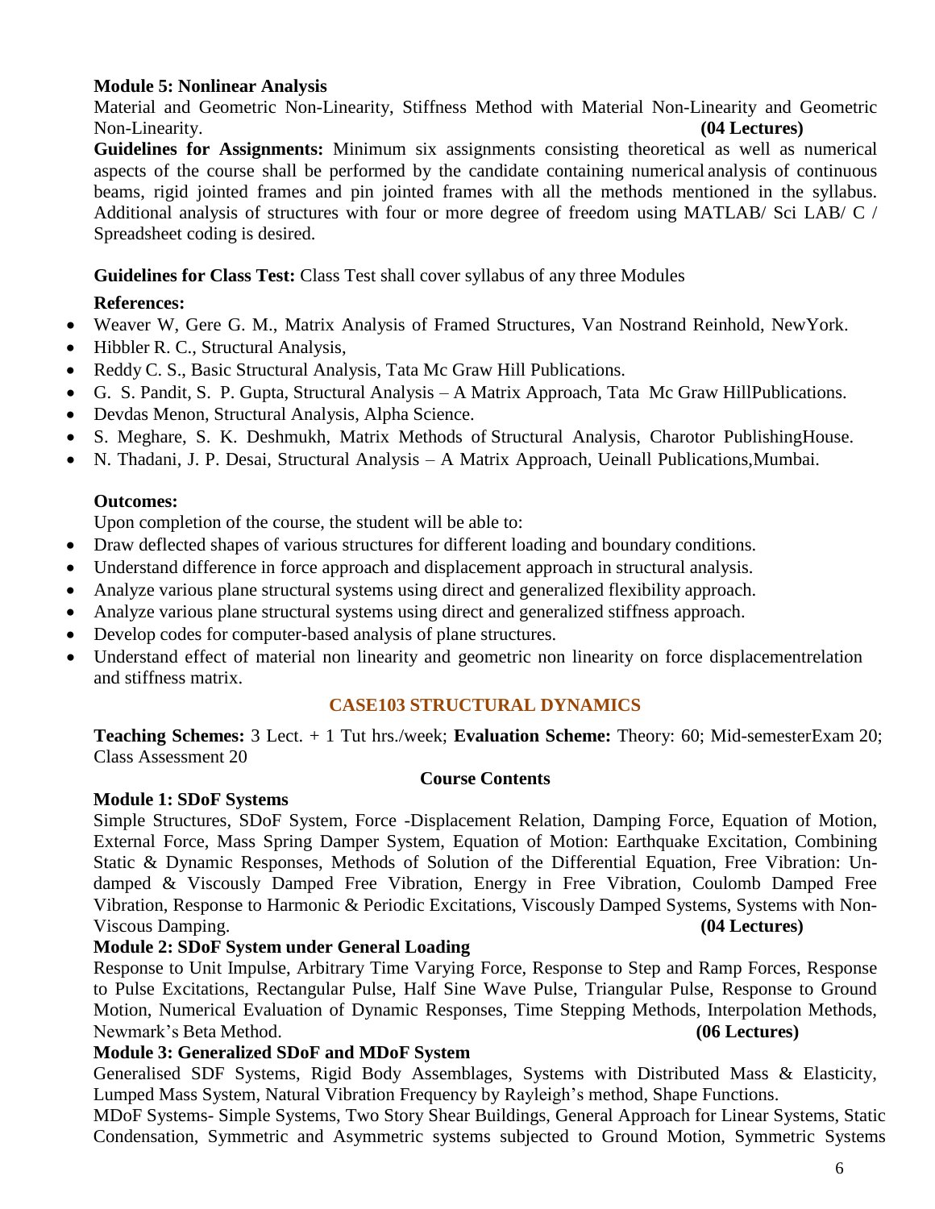**Module 5: Nonlinear Analysis**

Material and Geometric Non-Linearity, Stiffness Method with Material Non-Linearity and Geometric Non-Linearity. **(04 Lectures)**

**Guidelines for Assignments:** Minimum six assignments consisting theoretical as well as numerical aspects of the course shall be performed by the candidate containing numerical analysis of continuous beams, rigid jointed frames and pin jointed frames with all the methods mentioned in the syllabus. Additional analysis of structures with four or more degree of freedom using MATLAB/ Sci LAB/ C / Spreadsheet coding is desired.

**Guidelines for Class Test:** Class Test shall cover syllabus of any three Modules

**References:**

- Weaver W, Gere G. M., Matrix Analysis of Framed Structures, Van Nostrand Reinhold, NewYork.
- Hibbler R. C., Structural Analysis,
- Reddy C. S., Basic Structural Analysis, Tata Mc Graw Hill Publications.
- G. S. Pandit, S. P. Gupta, Structural Analysis – A Matrix Approach, Tata Mc Graw HillPublications.
- Devdas Menon, Structural Analysis, Alpha Science.
- S. Meghare, S. K. Deshmukh, Matrix Methods of Structural Analysis, Charotor PublishingHouse.
- N. Thadani, J. P. Desai, Structural Analysis – A Matrix Approach, Ueinall Publications,Mumbai.

**Outcomes:**

Upon completion of the course, the student will be able to:

- Draw deflected shapes of various structures for different loading and boundary conditions.
- Understand difference in force approach and displacement approach in structural analysis.
- Analyze various plane structural systems using direct and generalized flexibility approach.
- Analyze various plane structural systems using direct and generalized stiffness approach.
- Develop codes for computer-based analysis of plane structures.
- Understand effect of material non linearity and geometric non linearity on force displacementrelation and stiffness matrix.

## CASE103 STRUCTURAL DYNAMICS

**Teaching Schemes:** 3 Lect. + 1 Tut hrs./week; **Evaluation Scheme:** Theory: 60; Mid-semesterExam 20; Class Assessment 20

**Course Contents**

**Module 1: SDoF Systems**

Simple Structures, SDoF System, Force -Displacement Relation, Damping Force, Equation of Motion, External Force, Mass Spring Damper System, Equation of Motion: Earthquake Excitation, Combining Static & Dynamic Responses, Methods of Solution of the Differential Equation, Free Vibration: Un-damped & Viscously Damped Free Vibration, Energy in Free Vibration, Coulomb Damped Free Vibration, Response to Harmonic & Periodic Excitations, Viscously Damped Systems, Systems with Non-Viscous Damping. **(04 Lectures)**

**Module 2: SDoF System under General Loading**

Response to Unit Impulse, Arbitrary Time Varying Force, Response to Step and Ramp Forces, Response to Pulse Excitations, Rectangular Pulse, Half Sine Wave Pulse, Triangular Pulse, Response to Ground Motion, Numerical Evaluation of Dynamic Responses, Time Stepping Methods, Interpolation Methods, Newmark's Beta Method. **(06 Lectures)**

**Module 3: Generalized SDoF and MDoF System**

Generalised SDF Systems, Rigid Body Assemblages, Systems with Distributed Mass & Elasticity, Lumped Mass System, Natural Vibration Frequency by Rayleigh's method, Shape Functions.

MDoF Systems- Simple Systems, Two Story Shear Buildings, General Approach for Linear Systems, Static Condensation, Symmetric and Asymmetric systems subjected to Ground Motion, Symmetric Systems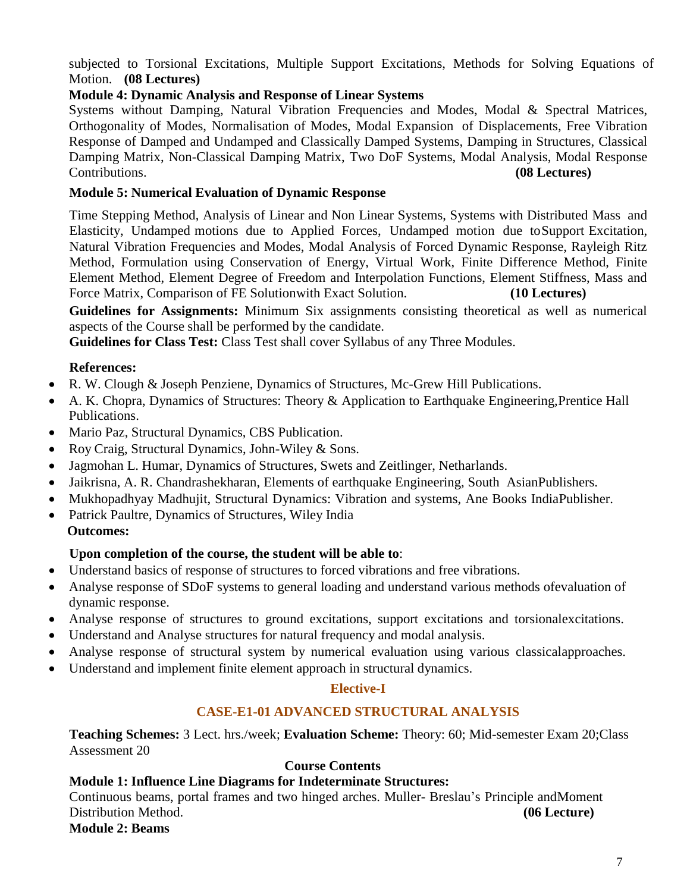subjected to Torsional Excitations, Multiple Support Excitations, Methods for Solving Equations of Motion. **(08 Lectures)**

**Module 4: Dynamic Analysis and Response of Linear Systems**

Systems without Damping, Natural Vibration Frequencies and Modes, Modal & Spectral Matrices, Orthogonality of Modes, Normalisation of Modes, Modal Expansion of Displacements, Free Vibration Response of Damped and Undamped and Classically Damped Systems, Damping in Structures, Classical Damping Matrix, Non-Classical Damping Matrix, Two DoF Systems, Modal Analysis, Modal Response Contributions. **(08 Lectures)**

**Module 5: Numerical Evaluation of Dynamic Response**

Time Stepping Method, Analysis of Linear and Non Linear Systems, Systems with Distributed Mass and Elasticity, Undamped motions due to Applied Forces, Undamped motion due toSupport Excitation, Natural Vibration Frequencies and Modes, Modal Analysis of Forced Dynamic Response, Rayleigh Ritz Method, Formulation using Conservation of Energy, Virtual Work, Finite Difference Method, Finite Element Method, Element Degree of Freedom and Interpolation Functions, Element Stiffness, Mass and Force Matrix, Comparison of FE Solutionwith Exact Solution. **(10 Lectures)**

**Guidelines for Assignments:** Minimum Six assignments consisting theoretical as well as numerical aspects of the Course shall be performed by the candidate.

**Guidelines for Class Test:** Class Test shall cover Syllabus of any Three Modules.

**References:**

- R. W. Clough & Joseph Penziene, Dynamics of Structures, Mc-Grew Hill Publications.
- A. K. Chopra, Dynamics of Structures: Theory & Application to Earthquake Engineering,Prentice Hall Publications.
- Mario Paz, Structural Dynamics, CBS Publication.
- Roy Craig, Structural Dynamics, John-Wiley & Sons.
- Jagmohan L. Humar, Dynamics of Structures, Swets and Zeitlinger, Netharlands.
- Jaikrisna, A. R. Chandrashekharan, Elements of earthquake Engineering, South AsianPublishers.
- Mukhopadhyay Madhujit, Structural Dynamics: Vibration and systems, Ane Books IndiaPublisher.
- Patrick Paultre, Dynamics of Structures, Wiley India

**Outcomes:**

**Upon completion of the course, the student will be able to**:

- Understand basics of response of structures to forced vibrations and free vibrations.
- Analyse response of SDoF systems to general loading and understand various methods ofevaluation of dynamic response.
- Analyse response of structures to ground excitations, support excitations and torsionalexcitations.
- Understand and Analyse structures for natural frequency and modal analysis.
- Analyse response of structural system by numerical evaluation using various classicalapproaches.
- Understand and implement finite element approach in structural dynamics.

## Elective-I

## CASE-E1-01 ADVANCED STRUCTURAL ANALYSIS

**Teaching Schemes:** 3 Lect. hrs./week; **Evaluation Scheme:** Theory: 60; Mid-semester Exam 20;Class Assessment 20

**Course Contents**

**Module 1: Influence Line Diagrams for Indeterminate Structures:**

Continuous beams, portal frames and two hinged arches. Muller- Breslau's Principle andMoment Distribution Method. **(06 Lecture)**

**Module 2: Beams**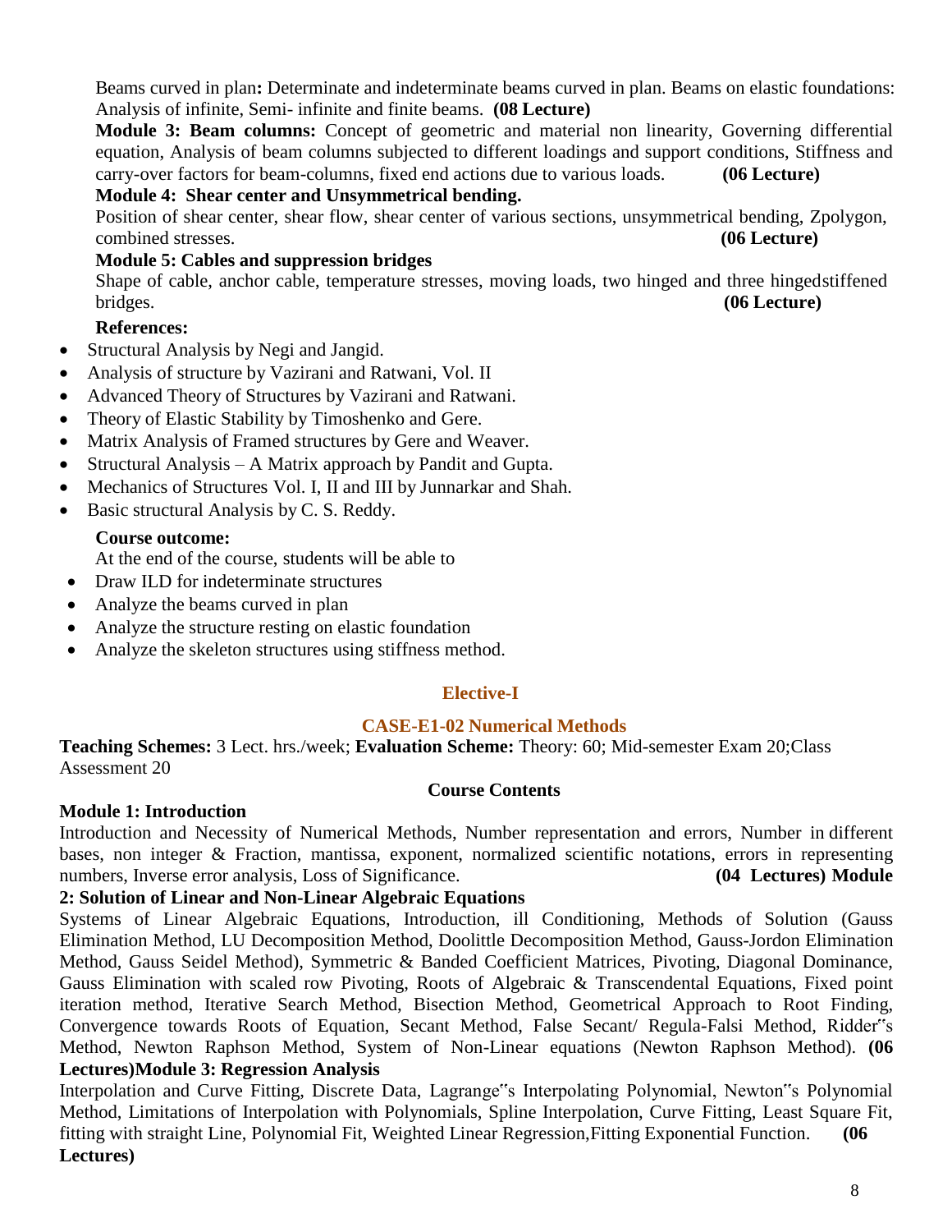**Beams curved in plan:** Determinate and indeterminate beams curved in plan. Beams on elastic foundations: Analysis of infinite, Semi- infinite and finite beams. **(08 Lecture)**

**Module 3: Beam columns:** Concept of geometric and material non linearity, Governing differential equation, Analysis of beam columns subjected to different loadings and support conditions, Stiffness and carry-over factors for beam-columns, fixed end actions due to various loads. **(06 Lecture)**

**Module 4: Shear center and Unsymmetrical bending.**

Position of shear center, shear flow, shear center of various sections, unsymmetrical bending, Zpolygon, combined stresses. **(06 Lecture)**

**Module 5: Cables and suppression bridges**

Shape of cable, anchor cable, temperature stresses, moving loads, two hinged and three hingedstiffened bridges. **(06 Lecture)**

**References:**

- Structural Analysis by Negi and Jangid.
- Analysis of structure by Vazirani and Ratwani, Vol. II
- Advanced Theory of Structures by Vazirani and Ratwani.
- Theory of Elastic Stability by Timoshenko and Gere.
- Matrix Analysis of Framed structures by Gere and Weaver.
- Structural Analysis – A Matrix approach by Pandit and Gupta.
- Mechanics of Structures Vol. I, II and III by Junnarkar and Shah.
- Basic structural Analysis by C. S. Reddy.

**Course outcome:**

At the end of the course, students will be able to

- Draw ILD for indeterminate structures
- Analyze the beams curved in plan
- Analyze the structure resting on elastic foundation
- Analyze the skeleton structures using stiffness method.

## Elective-I

### CASE-E1-02 Numerical Methods

**Teaching Schemes:** 3 Lect. hrs./week; **Evaluation Scheme:** Theory: 60; Mid-semester Exam 20;Class Assessment 20

**Course Contents**

**Module 1: Introduction**

Introduction and Necessity of Numerical Methods, Number representation and errors, Number in different bases, non integer & Fraction, mantissa, exponent, normalized scientific notations, errors in representing numbers, Inverse error analysis, Loss of Significance. **(04 Lectures)**

**Module 2: Solution of Linear and Non-Linear Algebraic Equations**

Systems of Linear Algebraic Equations, Introduction, ill Conditioning, Methods of Solution (Gauss Elimination Method, LU Decomposition Method, Doolittle Decomposition Method, Gauss-Jordon Elimination Method, Gauss Seidel Method), Symmetric & Banded Coefficient Matrices, Pivoting, Diagonal Dominance, Gauss Elimination with scaled row Pivoting, Roots of Algebraic & Transcendental Equations, Fixed point iteration method, Iterative Search Method, Bisection Method, Geometrical Approach to Root Finding, Convergence towards Roots of Equation, Secant Method, False Secant/ Regula-Falsi Method, Ridder"s Method, Newton Raphson Method, System of Non-Linear equations (Newton Raphson Method). **(06 Lectures)**

**Module 3: Regression Analysis**

Interpolation and Curve Fitting, Discrete Data, Lagrange"s Interpolating Polynomial, Newton"s Polynomial Method, Limitations of Interpolation with Polynomials, Spline Interpolation, Curve Fitting, Least Square Fit, fitting with straight Line, Polynomial Fit, Weighted Linear Regression,Fitting Exponential Function. **(06 Lectures)**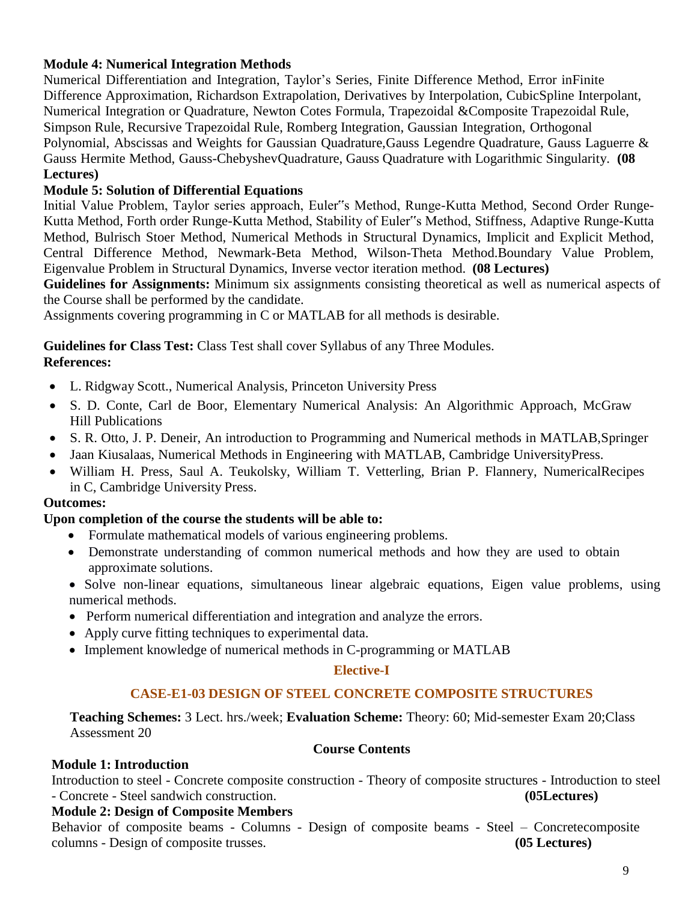**Module 4: Numerical Integration Methods**

Numerical Differentiation and Integration, Taylor's Series, Finite Difference Method, Error inFinite Difference Approximation, Richardson Extrapolation, Derivatives by Interpolation, CubicSpline Interpolant, Numerical Integration or Quadrature, Newton Cotes Formula, Trapezoidal &Composite Trapezoidal Rule, Simpson Rule, Recursive Trapezoidal Rule, Romberg Integration, Gaussian Integration, Orthogonal Polynomial, Abscissas and Weights for Gaussian Quadrature,Gauss Legendre Quadrature, Gauss Laguerre & Gauss Hermite Method, Gauss-ChebyshevQuadrature, Gauss Quadrature with Logarithmic Singularity. **(08 Lectures)**

**Module 5: Solution of Differential Equations**

Initial Value Problem, Taylor series approach, Euler‟s Method, Runge-Kutta Method, Second Order Runge-Kutta Method, Forth order Runge-Kutta Method, Stability of Euler‟s Method, Stiffness, Adaptive Runge-Kutta Method, Bulrisch Stoer Method, Numerical Methods in Structural Dynamics, Implicit and Explicit Method, Central Difference Method, Newmark-Beta Method, Wilson-Theta Method.Boundary Value Problem, Eigenvalue Problem in Structural Dynamics, Inverse vector iteration method. **(08 Lectures)**

**Guidelines for Assignments:** Minimum six assignments consisting theoretical as well as numerical aspects of the Course shall be performed by the candidate.

Assignments covering programming in C or MATLAB for all methods is desirable.

**Guidelines for Class Test:** Class Test shall cover Syllabus of any Three Modules.

**References:**

- L. Ridgway Scott., Numerical Analysis, Princeton University Press
- S. D. Conte, Carl de Boor, Elementary Numerical Analysis: An Algorithmic Approach, McGraw Hill Publications
- S. R. Otto, J. P. Deneir, An introduction to Programming and Numerical methods in MATLAB,Springer
- Jaan Kiusalaas, Numerical Methods in Engineering with MATLAB, Cambridge UniversityPress.
- William H. Press, Saul A. Teukolsky, William T. Vetterling, Brian P. Flannery, NumericalRecipes in C, Cambridge University Press.

**Outcomes:**

**Upon completion of the course the students will be able to:**

- Formulate mathematical models of various engineering problems.
- Demonstrate understanding of common numerical methods and how they are used to obtain approximate solutions.
- Solve non-linear equations, simultaneous linear algebraic equations, Eigen value problems, using numerical methods.
- Perform numerical differentiation and integration and analyze the errors.
- Apply curve fitting techniques to experimental data.
- Implement knowledge of numerical methods in C-programming or MATLAB

## Elective-I

## CASE-E1-03 DESIGN OF STEEL CONCRETE COMPOSITE STRUCTURES

**Teaching Schemes:** 3 Lect. hrs./week; **Evaluation Scheme:** Theory: 60; Mid-semester Exam 20;Class Assessment 20

**Course Contents**

**Module 1: Introduction**

Introduction to steel - Concrete composite construction - Theory of composite structures - Introduction to steel - Concrete - Steel sandwich construction. **(05Lectures)**

**Module 2: Design of Composite Members**

Behavior of composite beams - Columns - Design of composite beams - Steel – Concretecomposite columns - Design of composite trusses. **(05 Lectures)**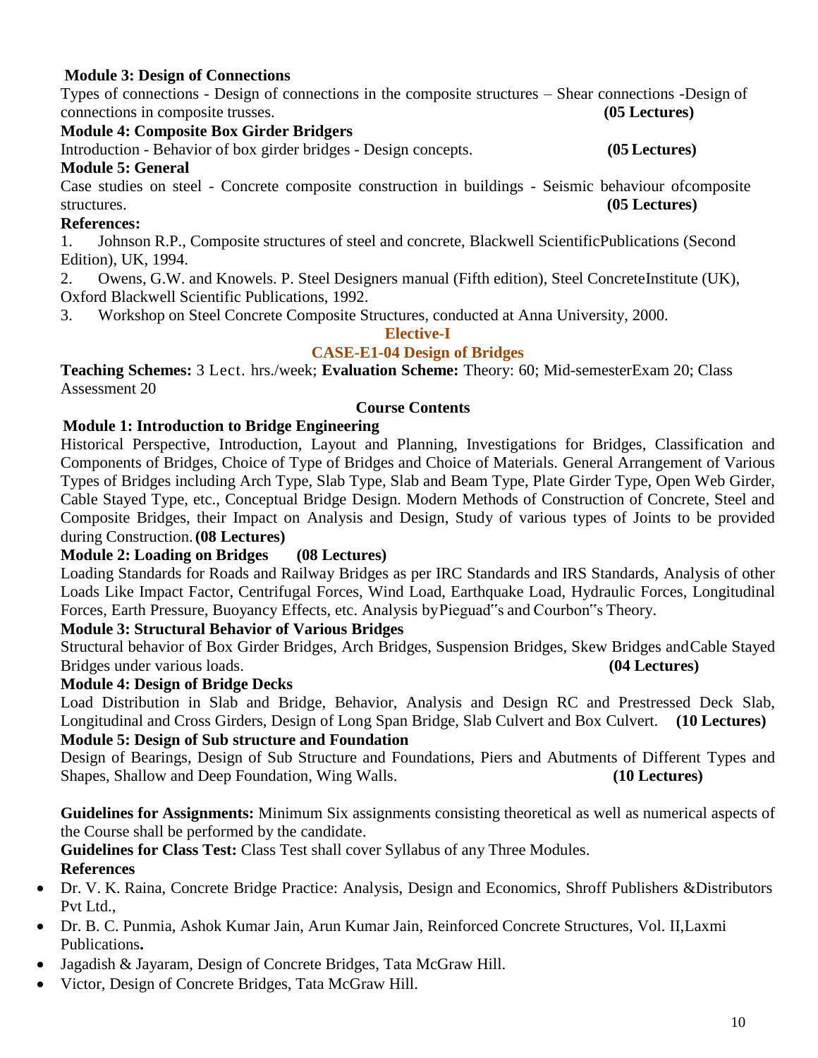**Module 3: Design of Connections**

Types of connections - Design of connections in the composite structures – Shear connections -Design of connections in composite trusses. **(05 Lectures)**

**Module 4: Composite Box Girder Bridgers**

Introduction - Behavior of box girder bridges - Design concepts. **(05 Lectures)**

**Module 5: General**

Case studies on steel - Concrete composite construction in buildings - Seismic behaviour ofcomposite structures. **(05 Lectures)**

**References:**

1. Johnson R.P., Composite structures of steel and concrete, Blackwell ScientificPublications (Second Edition), UK, 1994.
2. Owens, G.W. and Knowels. P. Steel Designers manual (Fifth edition), Steel ConcreteInstitute (UK), Oxford Blackwell Scientific Publications, 1992.
3. Workshop on Steel Concrete Composite Structures, conducted at Anna University, 2000.

## Elective-I

## CASE-E1-04 Design of Bridges

**Teaching Schemes:** 3 Lect. hrs./week; **Evaluation Scheme:** Theory: 60; Mid-semesterExam 20; Class Assessment 20

### Course Contents

**Module 1: Introduction to Bridge Engineering**

Historical Perspective, Introduction, Layout and Planning, Investigations for Bridges, Classification and Components of Bridges, Choice of Type of Bridges and Choice of Materials. General Arrangement of Various Types of Bridges including Arch Type, Slab Type, Slab and Beam Type, Plate Girder Type, Open Web Girder, Cable Stayed Type, etc., Conceptual Bridge Design. Modern Methods of Construction of Concrete, Steel and Composite Bridges, their Impact on Analysis and Design, Study of various types of Joints to be provided during Construction. **(08 Lectures)**

**Module 2: Loading on Bridges (08 Lectures)**

Loading Standards for Roads and Railway Bridges as per IRC Standards and IRS Standards, Analysis of other Loads Like Impact Factor, Centrifugal Forces, Wind Load, Earthquake Load, Hydraulic Forces, Longitudinal Forces, Earth Pressure, Buoyancy Effects, etc. Analysis byPieguad‟s and Courbon‟s Theory.

**Module 3: Structural Behavior of Various Bridges**

Structural behavior of Box Girder Bridges, Arch Bridges, Suspension Bridges, Skew Bridges andCable Stayed Bridges under various loads. **(04 Lectures)**

**Module 4: Design of Bridge Decks**

Load Distribution in Slab and Bridge, Behavior, Analysis and Design RC and Prestressed Deck Slab, Longitudinal and Cross Girders, Design of Long Span Bridge, Slab Culvert and Box Culvert. **(10 Lectures)**

**Module 5: Design of Sub structure and Foundation**

Design of Bearings, Design of Sub Structure and Foundations, Piers and Abutments of Different Types and Shapes, Shallow and Deep Foundation, Wing Walls. **(10 Lectures)**

**Guidelines for Assignments:** Minimum Six assignments consisting theoretical as well as numerical aspects of the Course shall be performed by the candidate.

**Guidelines for Class Test:** Class Test shall cover Syllabus of any Three Modules.

**References**

- Dr. V. K. Raina, Concrete Bridge Practice: Analysis, Design and Economics, Shroff Publishers &Distributors Pvt Ltd.,
- Dr. B. C. Punmia, Ashok Kumar Jain, Arun Kumar Jain, Reinforced Concrete Structures, Vol. II,Laxmi Publications**.**
- Jagadish & Jayaram, Design of Concrete Bridges, Tata McGraw Hill.
- Victor, Design of Concrete Bridges, Tata McGraw Hill.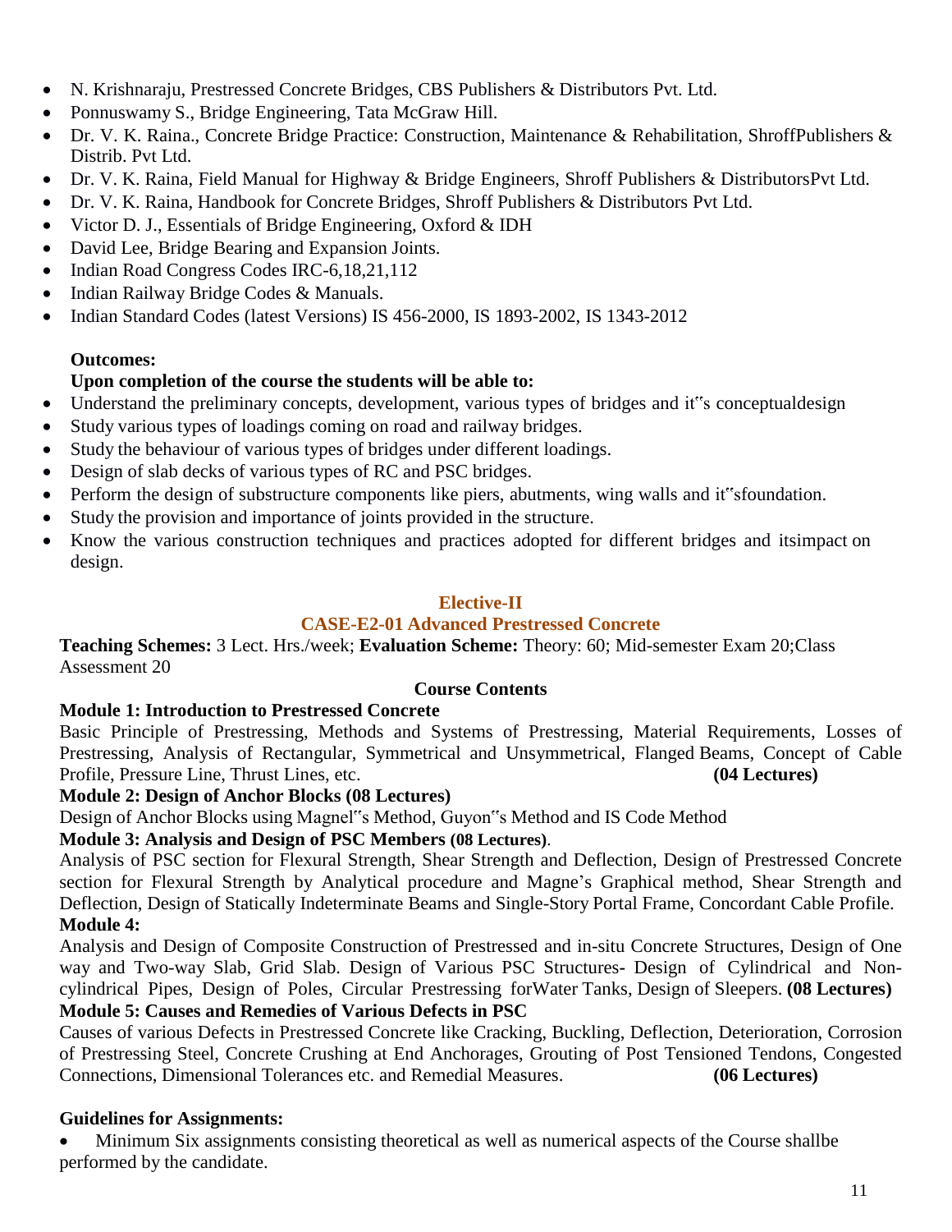- N. Krishnaraju, Prestressed Concrete Bridges, CBS Publishers & Distributors Pvt. Ltd.
- Ponnuswamy S., Bridge Engineering, Tata McGraw Hill.
- Dr. V. K. Raina., Concrete Bridge Practice: Construction, Maintenance & Rehabilitation, ShroffPublishers & Distrib. Pvt Ltd.
- Dr. V. K. Raina, Field Manual for Highway & Bridge Engineers, Shroff Publishers & DistributorsPvt Ltd.
- Dr. V. K. Raina, Handbook for Concrete Bridges, Shroff Publishers & Distributors Pvt Ltd.
- Victor D. J., Essentials of Bridge Engineering, Oxford & IDH
- David Lee, Bridge Bearing and Expansion Joints.
- Indian Road Congress Codes IRC-6,18,21,112
- Indian Railway Bridge Codes & Manuals.
- Indian Standard Codes (latest Versions) IS 456-2000, IS 1893-2002, IS 1343-2012

**Outcomes:**

**Upon completion of the course the students will be able to:**

- Understand the preliminary concepts, development, various types of bridges and it"s conceptualdesign
- Study various types of loadings coming on road and railway bridges.
- Study the behaviour of various types of bridges under different loadings.
- Design of slab decks of various types of RC and PSC bridges.
- Perform the design of substructure components like piers, abutments, wing walls and it"sfoundation.
- Study the provision and importance of joints provided in the structure.
- Know the various construction techniques and practices adopted for different bridges and itsimpact on design.

## Elective-II

## CASE-E2-01 Advanced Prestressed Concrete

**Teaching Schemes:** 3 Lect. Hrs./week; **Evaluation Scheme:** Theory: 60; Mid-semester Exam 20;Class Assessment 20

**Course Contents**

**Module 1: Introduction to Prestressed Concrete**

Basic Principle of Prestressing, Methods and Systems of Prestressing, Material Requirements, Losses of Prestressing, Analysis of Rectangular, Symmetrical and Unsymmetrical, Flanged Beams, Concept of Cable Profile, Pressure Line, Thrust Lines, etc. **(04 Lectures)**

**Module 2: Design of Anchor Blocks (08 Lectures)**

Design of Anchor Blocks using Magnel"s Method, Guyon"s Method and IS Code Method

**Module 3: Analysis and Design of PSC Members (08 Lectures)**.

Analysis of PSC section for Flexural Strength, Shear Strength and Deflection, Design of Prestressed Concrete section for Flexural Strength by Analytical procedure and Magne's Graphical method, Shear Strength and Deflection, Design of Statically Indeterminate Beams and Single-Story Portal Frame, Concordant Cable Profile.

**Module 4:**

Analysis and Design of Composite Construction of Prestressed and in-situ Concrete Structures, Design of One way and Two-way Slab, Grid Slab. Design of Various PSC Structures- Design of Cylindrical and Non-cylindrical Pipes, Design of Poles, Circular Prestressing forWater Tanks, Design of Sleepers. **(08 Lectures)**

**Module 5: Causes and Remedies of Various Defects in PSC**

Causes of various Defects in Prestressed Concrete like Cracking, Buckling, Deflection, Deterioration, Corrosion of Prestressing Steel, Concrete Crushing at End Anchorages, Grouting of Post Tensioned Tendons, Congested Connections, Dimensional Tolerances etc. and Remedial Measures. **(06 Lectures)**

**Guidelines for Assignments:**

- Minimum Six assignments consisting theoretical as well as numerical aspects of the Course shallbe performed by the candidate.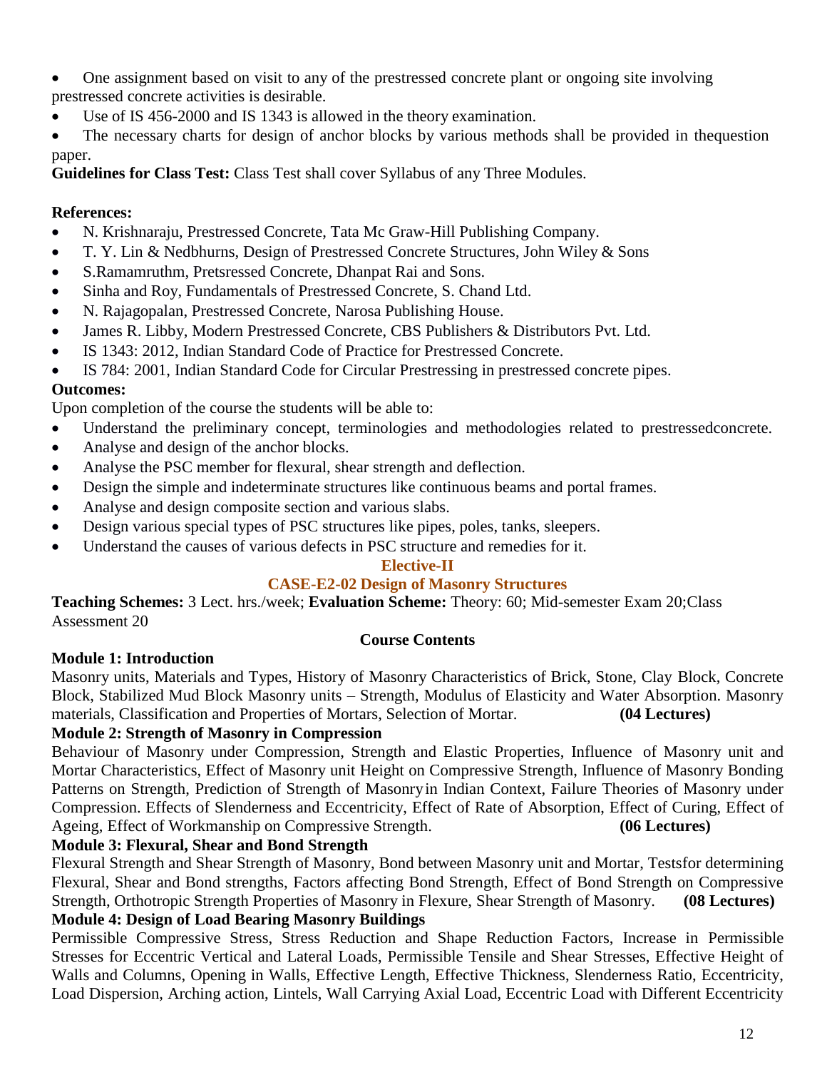- One assignment based on visit to any of the prestressed concrete plant or ongoing site involving prestressed concrete activities is desirable.
- Use of IS 456-2000 and IS 1343 is allowed in the theory examination.
- The necessary charts for design of anchor blocks by various methods shall be provided in thequestion paper.

**Guidelines for Class Test:** Class Test shall cover Syllabus of any Three Modules.

**References:**

- N. Krishnaraju, Prestressed Concrete, Tata Mc Graw-Hill Publishing Company.
- T. Y. Lin & Nedbhurns, Design of Prestressed Concrete Structures, John Wiley & Sons
- S.Ramamruthm, Pretsressed Concrete, Dhanpat Rai and Sons.
- Sinha and Roy, Fundamentals of Prestressed Concrete, S. Chand Ltd.
- N. Rajagopalan, Prestressed Concrete, Narosa Publishing House.
- James R. Libby, Modern Prestressed Concrete, CBS Publishers & Distributors Pvt. Ltd.
- IS 1343: 2012, Indian Standard Code of Practice for Prestressed Concrete.
- IS 784: 2001, Indian Standard Code for Circular Prestressing in prestressed concrete pipes.

**Outcomes:**

Upon completion of the course the students will be able to:

- Understand the preliminary concept, terminologies and methodologies related to prestressedconcrete.
- Analyse and design of the anchor blocks.
- Analyse the PSC member for flexural, shear strength and deflection.
- Design the simple and indeterminate structures like continuous beams and portal frames.
- Analyse and design composite section and various slabs.
- Design various special types of PSC structures like pipes, poles, tanks, sleepers.
- Understand the causes of various defects in PSC structure and remedies for it.

## Elective-II

## CASE-E2-02 Design of Masonry Structures

**Teaching Schemes:** 3 Lect. hrs./week; **Evaluation Scheme:** Theory: 60; Mid-semester Exam 20;Class Assessment 20

**Course Contents**

**Module 1: Introduction**

Masonry units, Materials and Types, History of Masonry Characteristics of Brick, Stone, Clay Block, Concrete Block, Stabilized Mud Block Masonry units – Strength, Modulus of Elasticity and Water Absorption. Masonry materials, Classification and Properties of Mortars, Selection of Mortar. **(04 Lectures)**

**Module 2: Strength of Masonry in Compression**

Behaviour of Masonry under Compression, Strength and Elastic Properties, Influence of Masonry unit and Mortar Characteristics, Effect of Masonry unit Height on Compressive Strength, Influence of Masonry Bonding Patterns on Strength, Prediction of Strength of Masonryin Indian Context, Failure Theories of Masonry under Compression. Effects of Slenderness and Eccentricity, Effect of Rate of Absorption, Effect of Curing, Effect of Ageing, Effect of Workmanship on Compressive Strength. **(06 Lectures)**

**Module 3: Flexural, Shear and Bond Strength**

Flexural Strength and Shear Strength of Masonry, Bond between Masonry unit and Mortar, Testsfor determining Flexural, Shear and Bond strengths, Factors affecting Bond Strength, Effect of Bond Strength on Compressive Strength, Orthotropic Strength Properties of Masonry in Flexure, Shear Strength of Masonry. **(08 Lectures)**

**Module 4: Design of Load Bearing Masonry Buildings**

Permissible Compressive Stress, Stress Reduction and Shape Reduction Factors, Increase in Permissible Stresses for Eccentric Vertical and Lateral Loads, Permissible Tensile and Shear Stresses, Effective Height of Walls and Columns, Opening in Walls, Effective Length, Effective Thickness, Slenderness Ratio, Eccentricity, Load Dispersion, Arching action, Lintels, Wall Carrying Axial Load, Eccentric Load with Different Eccentricity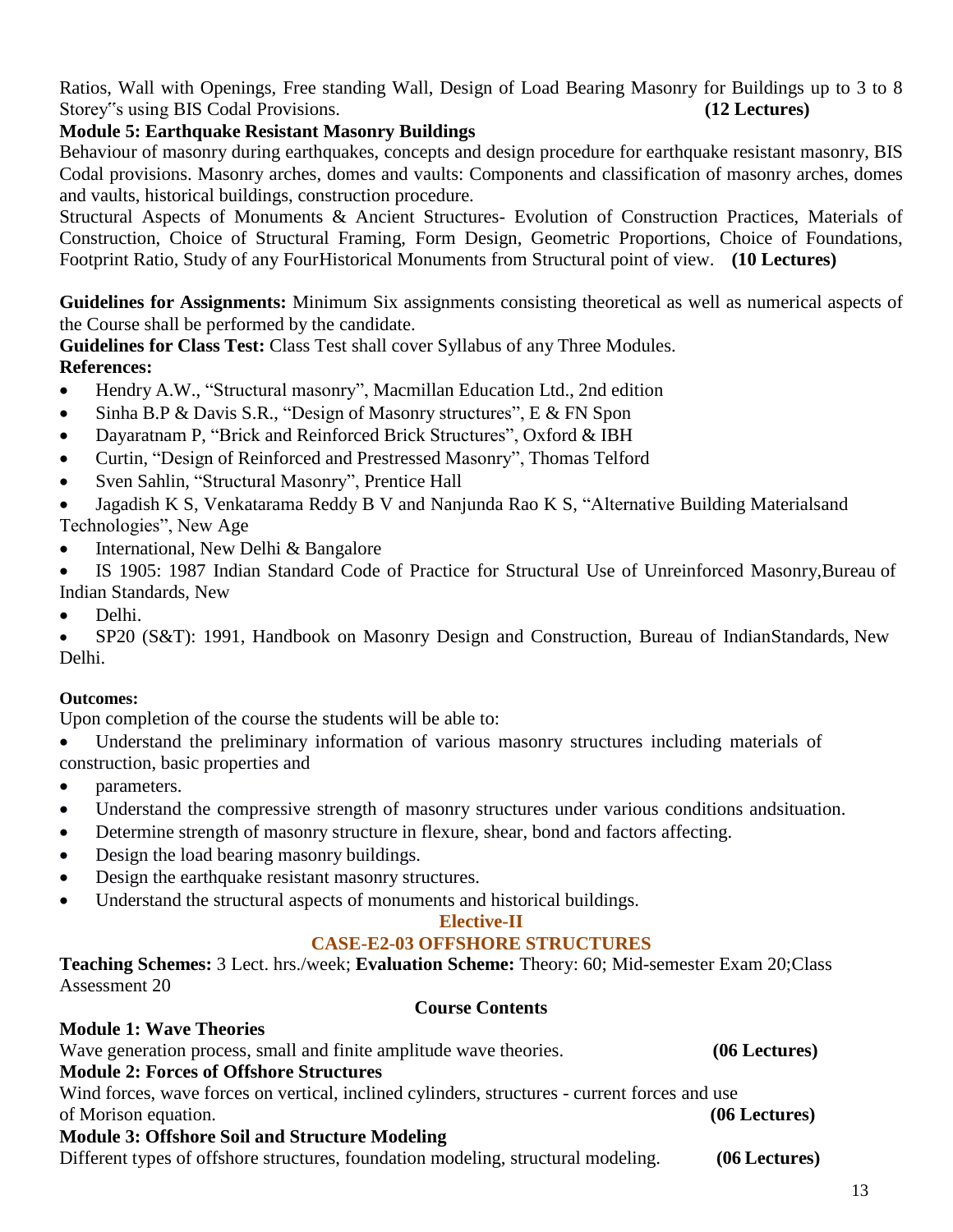Ratios, Wall with Openings, Free standing Wall, Design of Load Bearing Masonry for Buildings up to 3 to 8 Storey‟s using BIS Codal Provisions. **(12 Lectures)**

**Module 5: Earthquake Resistant Masonry Buildings**

Behaviour of masonry during earthquakes, concepts and design procedure for earthquake resistant masonry, BIS Codal provisions. Masonry arches, domes and vaults: Components and classification of masonry arches, domes and vaults, historical buildings, construction procedure.

Structural Aspects of Monuments & Ancient Structures- Evolution of Construction Practices, Materials of Construction, Choice of Structural Framing, Form Design, Geometric Proportions, Choice of Foundations, Footprint Ratio, Study of any FourHistorical Monuments from Structural point of view. **(10 Lectures)**

**Guidelines for Assignments:** Minimum Six assignments consisting theoretical as well as numerical aspects of the Course shall be performed by the candidate.

**Guidelines for Class Test:** Class Test shall cover Syllabus of any Three Modules.

**References:**

- Hendry A.W., "Structural masonry", Macmillan Education Ltd., 2nd edition
- Sinha B.P & Davis S.R., "Design of Masonry structures", E & FN Spon
- Dayaratnam P, "Brick and Reinforced Brick Structures", Oxford & IBH
- Curtin, "Design of Reinforced and Prestressed Masonry", Thomas Telford
- Sven Sahlin, "Structural Masonry", Prentice Hall
- Jagadish K S, Venkatarama Reddy B V and Nanjunda Rao K S, "Alternative Building Materialsand Technologies", New Age
- International, New Delhi & Bangalore
- IS 1905: 1987 Indian Standard Code of Practice for Structural Use of Unreinforced Masonry,Bureau of Indian Standards, New
- Delhi.
- SP20 (S&T): 1991, Handbook on Masonry Design and Construction, Bureau of IndianStandards, New Delhi.

**Outcomes:**

Upon completion of the course the students will be able to:

- Understand the preliminary information of various masonry structures including materials of construction, basic properties and
- parameters.
- Understand the compressive strength of masonry structures under various conditions andsituation.
- Determine strength of masonry structure in flexure, shear, bond and factors affecting.
- Design the load bearing masonry buildings.
- Design the earthquake resistant masonry structures.
- Understand the structural aspects of monuments and historical buildings.

## Elective-II

## CASE-E2-03 OFFSHORE STRUCTURES

**Teaching Schemes:** 3 Lect. hrs./week; **Evaluation Scheme:** Theory: 60; Mid-semester Exam 20;Class Assessment 20

### Course Contents

**Module 1: Wave Theories**

Wave generation process, small and finite amplitude wave theories. **(06 Lectures)**

**Module 2: Forces of Offshore Structures**

Wind forces, wave forces on vertical, inclined cylinders, structures - current forces and use of Morison equation. **(06 Lectures)**

**Module 3: Offshore Soil and Structure Modeling**

Different types of offshore structures, foundation modeling, structural modeling. **(06 Lectures)**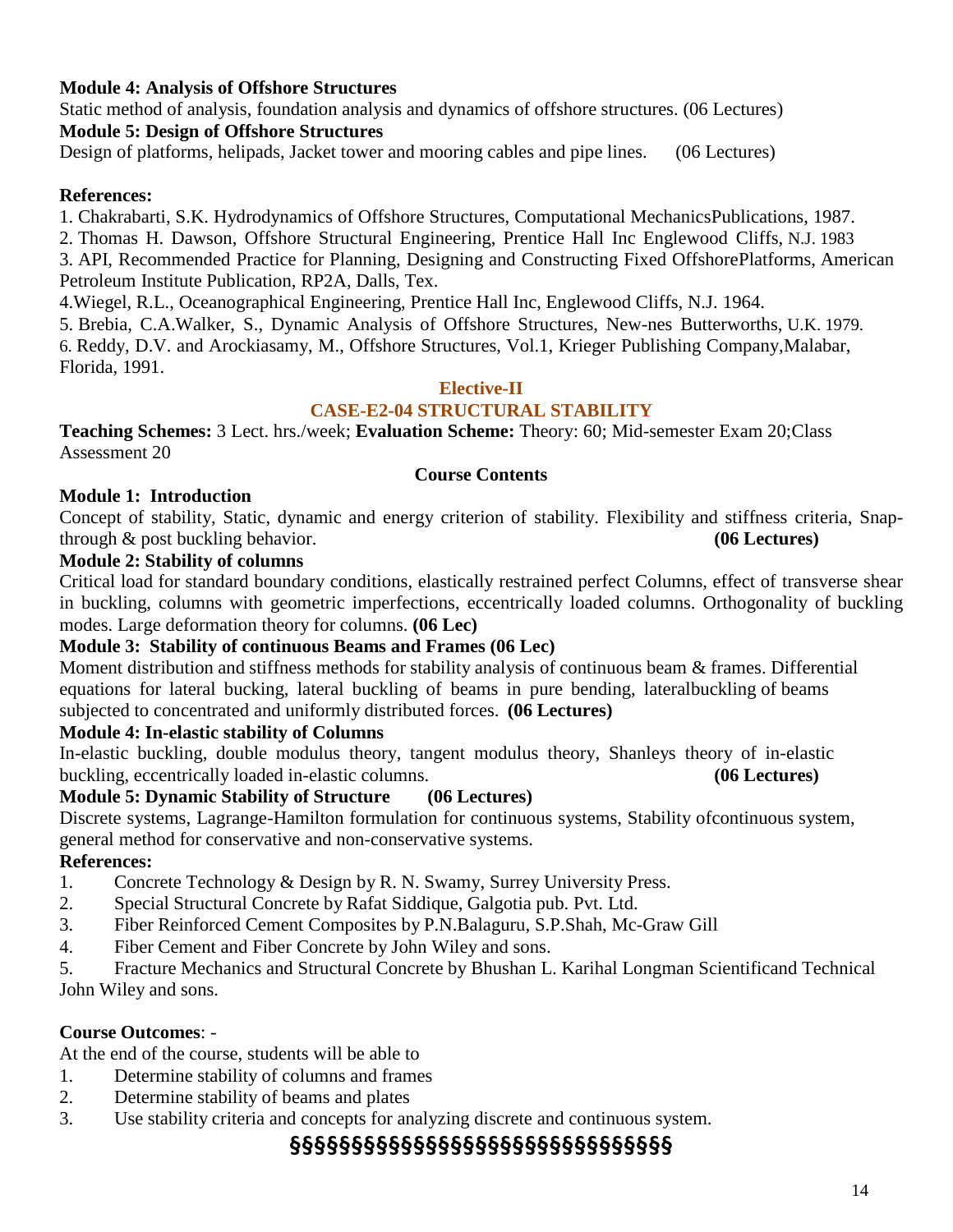**Module 4: Analysis of Offshore Structures**

Static method of analysis, foundation analysis and dynamics of offshore structures. (06 Lectures)

**Module 5: Design of Offshore Structures**

Design of platforms, helipads, Jacket tower and mooring cables and pipe lines. (06 Lectures)

**References:**

1. Chakrabarti, S.K. Hydrodynamics of Offshore Structures, Computational MechanicsPublications, 1987.
2. Thomas H. Dawson, Offshore Structural Engineering, Prentice Hall Inc Englewood Cliffs, N.J. 1983
3. API, Recommended Practice for Planning, Designing and Constructing Fixed OffshorePlatforms, American Petroleum Institute Publication, RP2A, Dalls, Tex.
4. Wiegel, R.L., Oceanographical Engineering, Prentice Hall Inc, Englewood Cliffs, N.J. 1964.
5. Brebia, C.A.Walker, S., Dynamic Analysis of Offshore Structures, New-nes Butterworths, U.K. 1979.
6. Reddy, D.V. and Arockiasamy, M., Offshore Structures, Vol.1, Krieger Publishing Company,Malabar, Florida, 1991.

## Elective-II

## CASE-E2-04 STRUCTURAL STABILITY

**Teaching Schemes:** 3 Lect. hrs./week; **Evaluation Scheme:** Theory: 60; Mid-semester Exam 20;Class Assessment 20

**Course Contents**

**Module 1: Introduction**

Concept of stability, Static, dynamic and energy criterion of stability. Flexibility and stiffness criteria, Snap-through & post buckling behavior. **(06 Lectures)**

**Module 2: Stability of columns**

Critical load for standard boundary conditions, elastically restrained perfect Columns, effect of transverse shear in buckling, columns with geometric imperfections, eccentrically loaded columns. Orthogonality of buckling modes. Large deformation theory for columns. **(06 Lec)**

**Module 3: Stability of continuous Beams and Frames (06 Lec)**

Moment distribution and stiffness methods for stability analysis of continuous beam & frames. Differential equations for lateral bucking, lateral buckling of beams in pure bending, lateralbuckling of beams subjected to concentrated and uniformly distributed forces. **(06 Lectures)**

**Module 4: In-elastic stability of Columns**

In-elastic buckling, double modulus theory, tangent modulus theory, Shanleys theory of in-elastic buckling, eccentrically loaded in-elastic columns. **(06 Lectures)**

**Module 5: Dynamic Stability of Structure (06 Lectures)**

Discrete systems, Lagrange-Hamilton formulation for continuous systems, Stability ofcontinuous system, general method for conservative and non-conservative systems.

**References:**

1. Concrete Technology & Design by R. N. Swamy, Surrey University Press.
2. Special Structural Concrete by Rafat Siddique, Galgotia pub. Pvt. Ltd.
3. Fiber Reinforced Cement Composites by P.N.Balaguru, S.P.Shah, Mc-Graw Gill
4. Fiber Cement and Fiber Concrete by John Wiley and sons.
5. Fracture Mechanics and Structural Concrete by Bhushan L. Karihal Longman Scientificand Technical John Wiley and sons.

**Course Outcomes**: -

At the end of the course, students will be able to

1. Determine stability of columns and frames
2. Determine stability of beams and plates
3. Use stability criteria and concepts for analyzing discrete and continuous system.

§§§§§§§§§§§§§§§§§§§§§§§§§§§§§§§